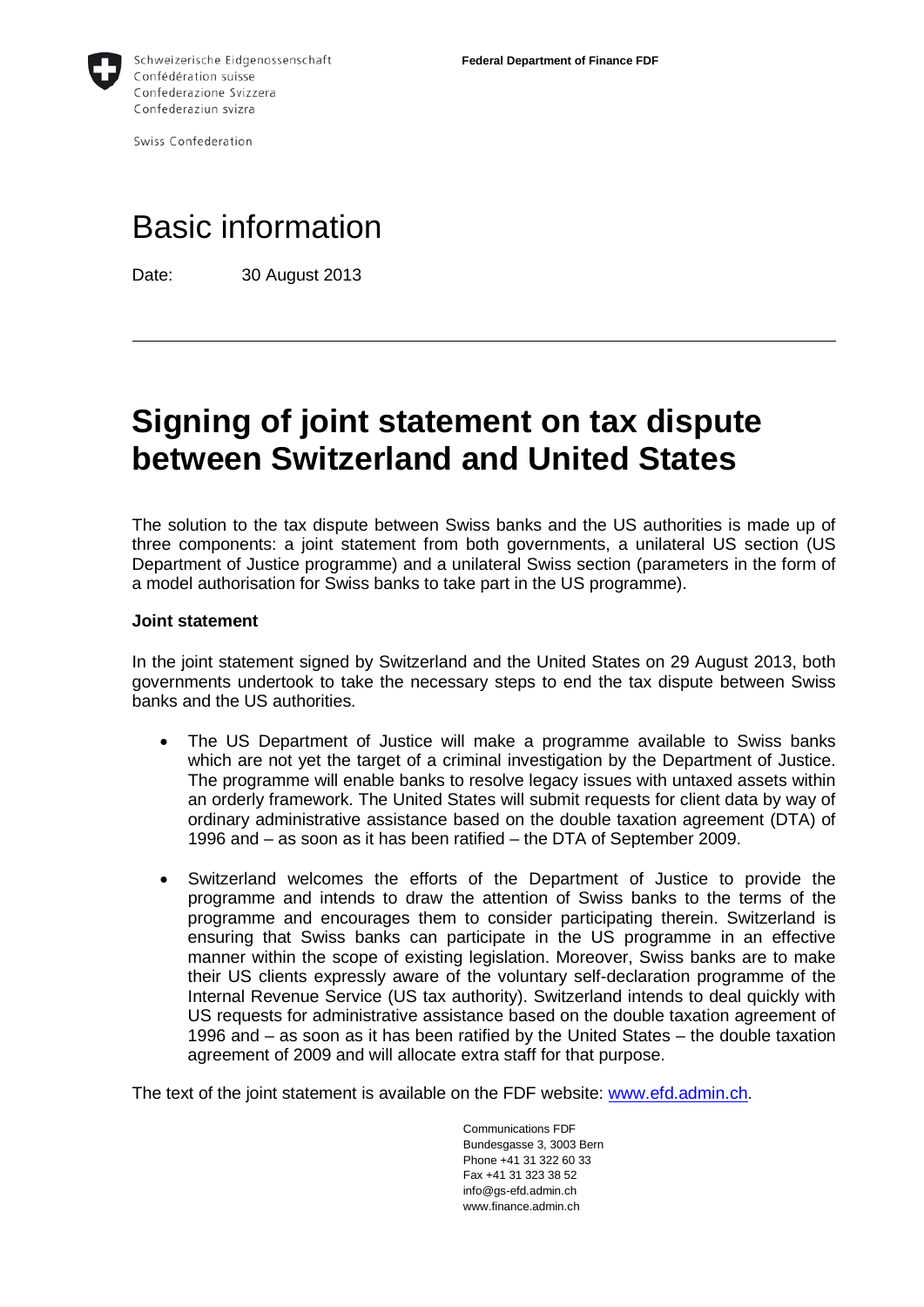Schweizerische Eidgenossenschaft
Confédération suisse
Confederazione Svizzera
Confederaziun svizra

Swiss Confederation

**Federal Department of Finance FDF**

# Basic information

Date: 30 August 2013

---

# Signing of joint statement on tax dispute between Switzerland and United States

The solution to the tax dispute between Swiss banks and the US authorities is made up of three components: a joint statement from both governments, a unilateral US section (US Department of Justice programme) and a unilateral Swiss section (parameters in the form of a model authorisation for Swiss banks to take part in the US programme).

**Joint statement**

In the joint statement signed by Switzerland and the United States on 29 August 2013, both governments undertook to take the necessary steps to end the tax dispute between Swiss banks and the US authorities.

- The US Department of Justice will make a programme available to Swiss banks which are not yet the target of a criminal investigation by the Department of Justice. The programme will enable banks to resolve legacy issues with untaxed assets within an orderly framework. The United States will submit requests for client data by way of ordinary administrative assistance based on the double taxation agreement (DTA) of 1996 and – as soon as it has been ratified – the DTA of September 2009.
- Switzerland welcomes the efforts of the Department of Justice to provide the programme and intends to draw the attention of Swiss banks to the terms of the programme and encourages them to consider participating therein. Switzerland is ensuring that Swiss banks can participate in the US programme in an effective manner within the scope of existing legislation. Moreover, Swiss banks are to make their US clients expressly aware of the voluntary self-declaration programme of the Internal Revenue Service (US tax authority). Switzerland intends to deal quickly with US requests for administrative assistance based on the double taxation agreement of 1996 and – as soon as it has been ratified by the United States – the double taxation agreement of 2009 and will allocate extra staff for that purpose.

The text of the joint statement is available on the FDF website: www.efd.admin.ch.

Communications FDF
Bundesgasse 3, 3003 Bern
Phone +41 31 322 60 33
Fax +41 31 323 38 52
info@gs-efd.admin.ch
www.finance.admin.ch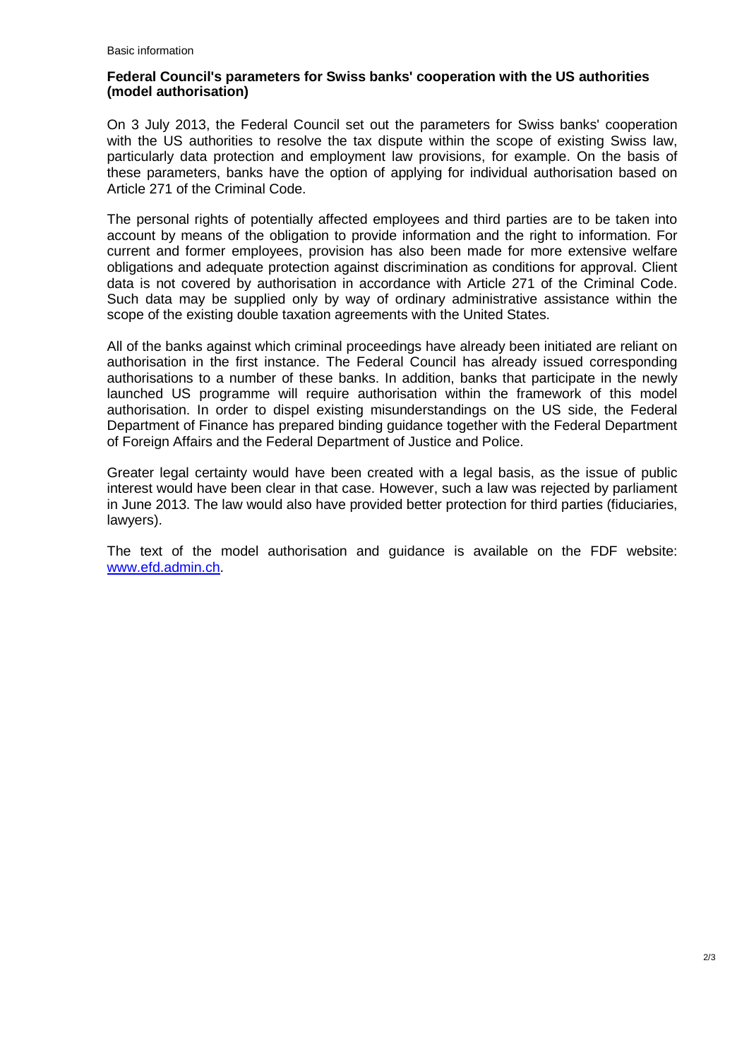Basic information

**Federal Council's parameters for Swiss banks' cooperation with the US authorities (model authorisation)**

On 3 July 2013, the Federal Council set out the parameters for Swiss banks' cooperation with the US authorities to resolve the tax dispute within the scope of existing Swiss law, particularly data protection and employment law provisions, for example. On the basis of these parameters, banks have the option of applying for individual authorisation based on Article 271 of the Criminal Code.

The personal rights of potentially affected employees and third parties are to be taken into account by means of the obligation to provide information and the right to information. For current and former employees, provision has also been made for more extensive welfare obligations and adequate protection against discrimination as conditions for approval. Client data is not covered by authorisation in accordance with Article 271 of the Criminal Code. Such data may be supplied only by way of ordinary administrative assistance within the scope of the existing double taxation agreements with the United States.

All of the banks against which criminal proceedings have already been initiated are reliant on authorisation in the first instance. The Federal Council has already issued corresponding authorisations to a number of these banks. In addition, banks that participate in the newly launched US programme will require authorisation within the framework of this model authorisation. In order to dispel existing misunderstandings on the US side, the Federal Department of Finance has prepared binding guidance together with the Federal Department of Foreign Affairs and the Federal Department of Justice and Police.

Greater legal certainty would have been created with a legal basis, as the issue of public interest would have been clear in that case. However, such a law was rejected by parliament in June 2013. The law would also have provided better protection for third parties (fiduciaries, lawyers).

The text of the model authorisation and guidance is available on the FDF website: [www.efd.admin.ch](http://www.efd.admin.ch).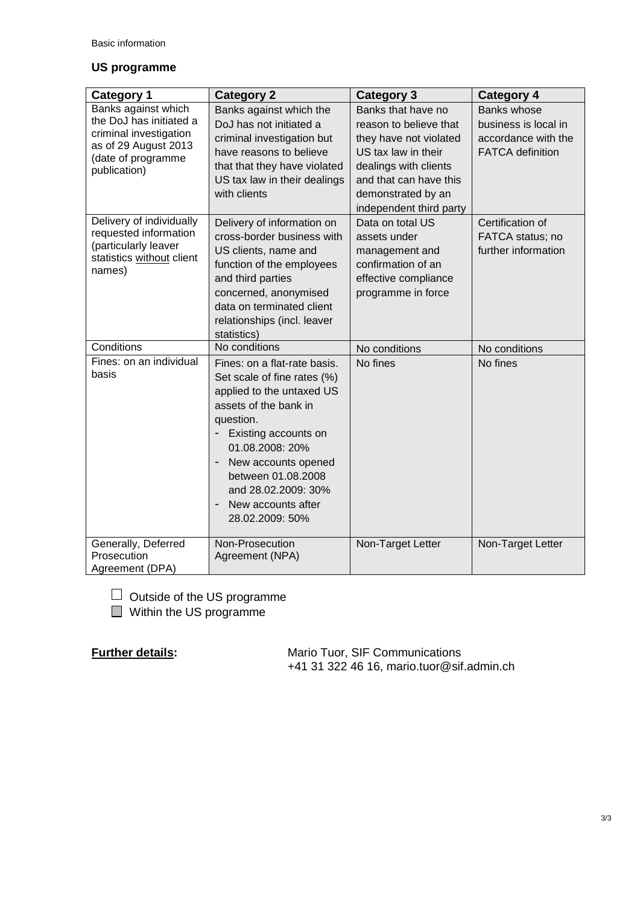Basic information

## US programme

| Category 1 | Category 2 | Category 3 | Category 4 |
|---|---|---|---|
| Banks against which the DoJ has initiated a criminal investigation as of 29 August 2013 (date of programme publication) | Banks against which the DoJ has not initiated a criminal investigation but have reasons to believe that that they have violated US tax law in their dealings with clients | Banks that have no reason to believe that they have not violated US tax law in their dealings with clients and that can have this demonstrated by an independent third party | Banks whose business is local in accordance with the FATCA definition |
| Delivery of individually requested information (particularly leaver statistics <u>without</u> client names) | Delivery of information on cross-border business with US clients, name and function of the employees and third parties concerned, anonymised data on terminated client relationships (incl. leaver statistics) | Data on total US assets under management and confirmation of an effective compliance programme in force | Certification of FATCA status; no further information |
| Conditions | No conditions | No conditions | No conditions |
| Fines: on an individual basis | Fines: on a flat-rate basis. Set scale of fine rates (%) applied to the untaxed US assets of the bank in question.<br>- Existing accounts on 01.08.2008: 20%<br>- New accounts opened between 01.08.2008 and 28.02.2009: 30%<br>- New accounts after 28.02.2009: 50% | No fines | No fines |
| Generally, Deferred Prosecution Agreement (DPA) | Non-Prosecution Agreement (NPA) | Non-Target Letter | Non-Target Letter |

☐ Outside of the US programme
■ Within the US programme

**Further details:** Mario Tuor, SIF Communications
+41 31 322 46 16, mario.tuor@sif.admin.ch